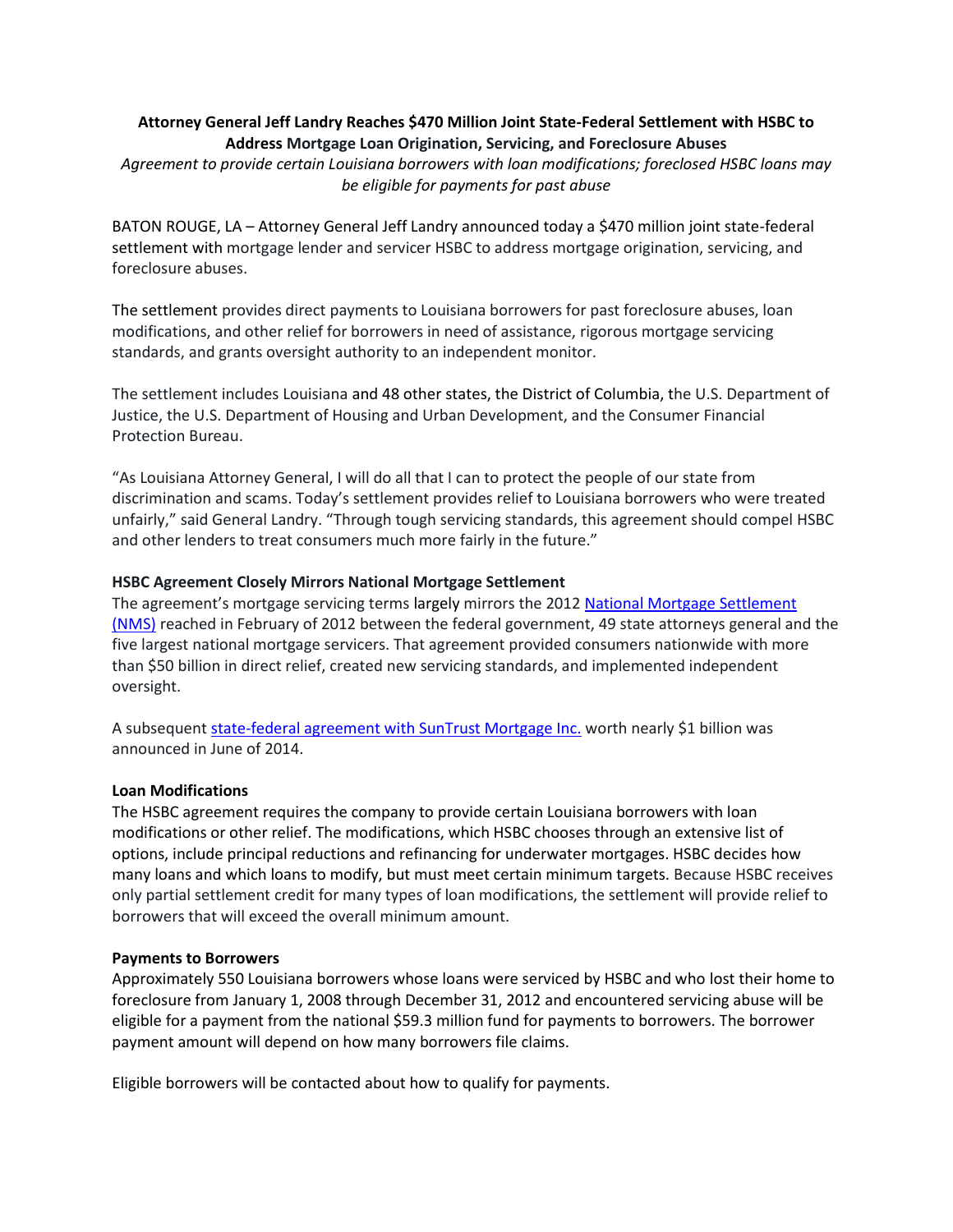**Attorney General Jeff Landry Reaches $470 Million Joint State-Federal Settlement with HSBC to Address Mortgage Loan Origination, Servicing, and Foreclosure Abuses**

*Agreement to provide certain Louisiana borrowers with loan modifications; foreclosed HSBC loans may be eligible for payments for past abuse*

BATON ROUGE, LA – Attorney General Jeff Landry announced today a $470 million joint state-federal settlement with mortgage lender and servicer HSBC to address mortgage origination, servicing, and foreclosure abuses.

The settlement provides direct payments to Louisiana borrowers for past foreclosure abuses, loan modifications, and other relief for borrowers in need of assistance, rigorous mortgage servicing standards, and grants oversight authority to an independent monitor.

The settlement includes Louisiana and 48 other states, the District of Columbia, the U.S. Department of Justice, the U.S. Department of Housing and Urban Development, and the Consumer Financial Protection Bureau.

"As Louisiana Attorney General, I will do all that I can to protect the people of our state from discrimination and scams. Today's settlement provides relief to Louisiana borrowers who were treated unfairly," said General Landry. "Through tough servicing standards, this agreement should compel HSBC and other lenders to treat consumers much more fairly in the future."

**HSBC Agreement Closely Mirrors National Mortgage Settlement**

The agreement's mortgage servicing terms largely mirrors the 2012 National Mortgage Settlement (NMS) reached in February of 2012 between the federal government, 49 state attorneys general and the five largest national mortgage servicers. That agreement provided consumers nationwide with more than $50 billion in direct relief, created new servicing standards, and implemented independent oversight.

A subsequent state-federal agreement with SunTrust Mortgage Inc. worth nearly $1 billion was announced in June of 2014.

**Loan Modifications**

The HSBC agreement requires the company to provide certain Louisiana borrowers with loan modifications or other relief. The modifications, which HSBC chooses through an extensive list of options, include principal reductions and refinancing for underwater mortgages. HSBC decides how many loans and which loans to modify, but must meet certain minimum targets. Because HSBC receives only partial settlement credit for many types of loan modifications, the settlement will provide relief to borrowers that will exceed the overall minimum amount.

**Payments to Borrowers**

Approximately 550 Louisiana borrowers whose loans were serviced by HSBC and who lost their home to foreclosure from January 1, 2008 through December 31, 2012 and encountered servicing abuse will be eligible for a payment from the national $59.3 million fund for payments to borrowers. The borrower payment amount will depend on how many borrowers file claims.

Eligible borrowers will be contacted about how to qualify for payments.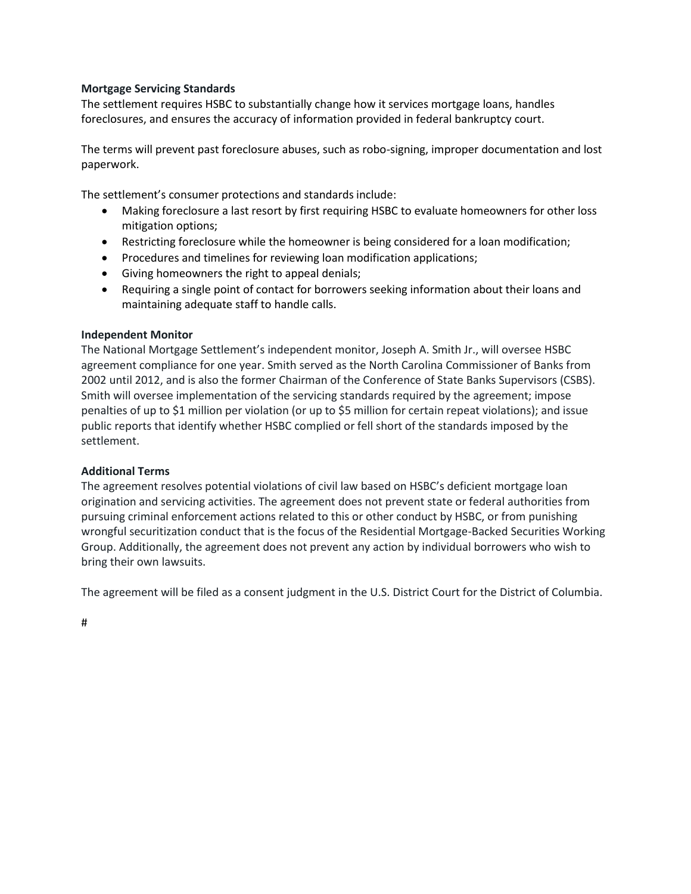**Mortgage Servicing Standards**

The settlement requires HSBC to substantially change how it services mortgage loans, handles foreclosures, and ensures the accuracy of information provided in federal bankruptcy court.

The terms will prevent past foreclosure abuses, such as robo-signing, improper documentation and lost paperwork.

The settlement's consumer protections and standards include:

- Making foreclosure a last resort by first requiring HSBC to evaluate homeowners for other loss mitigation options;
- Restricting foreclosure while the homeowner is being considered for a loan modification;
- Procedures and timelines for reviewing loan modification applications;
- Giving homeowners the right to appeal denials;
- Requiring a single point of contact for borrowers seeking information about their loans and maintaining adequate staff to handle calls.

**Independent Monitor**

The National Mortgage Settlement's independent monitor, Joseph A. Smith Jr., will oversee HSBC agreement compliance for one year. Smith served as the North Carolina Commissioner of Banks from 2002 until 2012, and is also the former Chairman of the Conference of State Banks Supervisors (CSBS). Smith will oversee implementation of the servicing standards required by the agreement; impose penalties of up to $1 million per violation (or up to $5 million for certain repeat violations); and issue public reports that identify whether HSBC complied or fell short of the standards imposed by the settlement.

**Additional Terms**

The agreement resolves potential violations of civil law based on HSBC's deficient mortgage loan origination and servicing activities. The agreement does not prevent state or federal authorities from pursuing criminal enforcement actions related to this or other conduct by HSBC, or from punishing wrongful securitization conduct that is the focus of the Residential Mortgage-Backed Securities Working Group. Additionally, the agreement does not prevent any action by individual borrowers who wish to bring their own lawsuits.

The agreement will be filed as a consent judgment in the U.S. District Court for the District of Columbia.

#